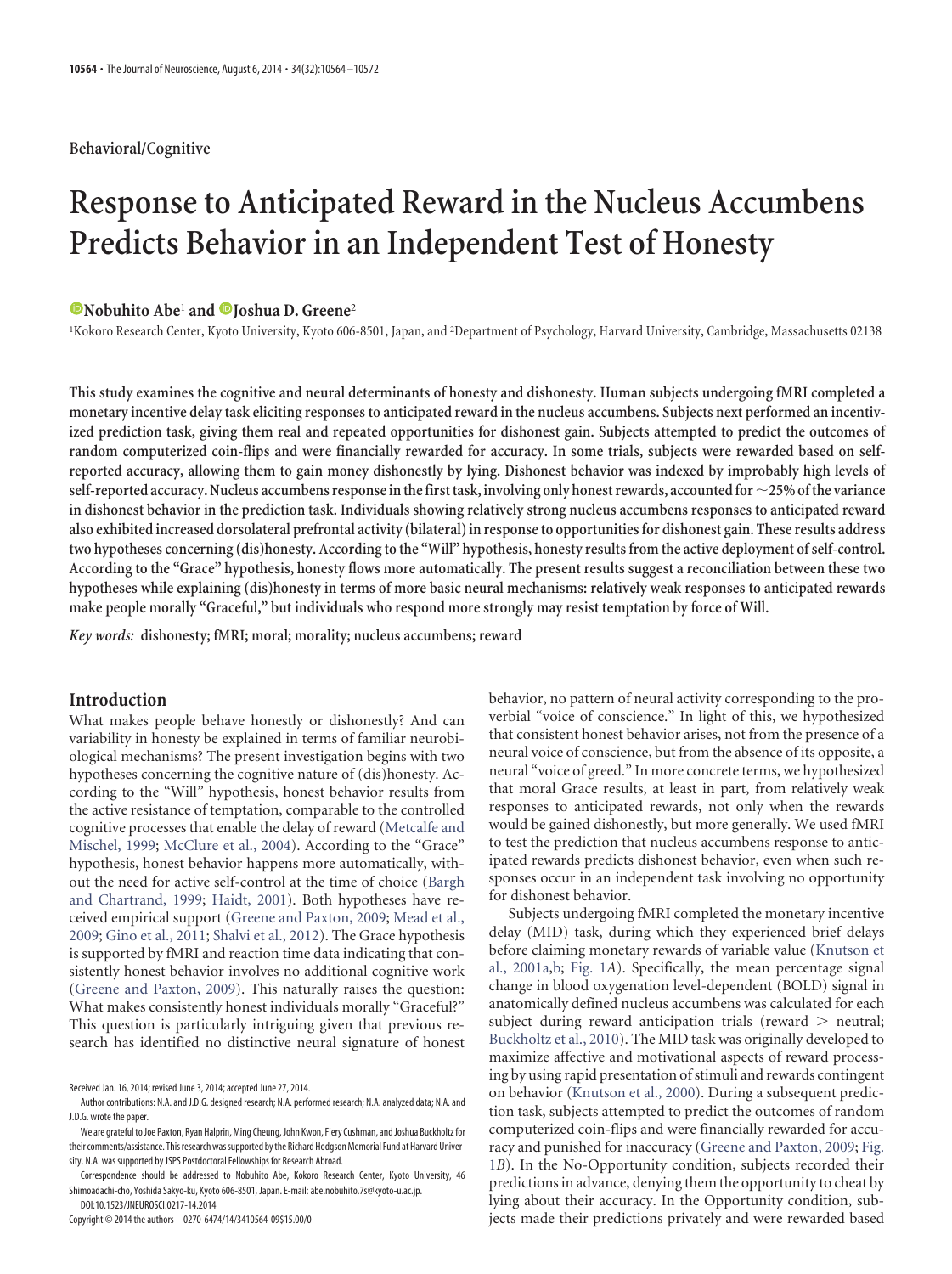Behavioral/Cognitive

# Response to Anticipated Reward in the Nucleus Accumbens Predicts Behavior in an Independent Test of Honesty

**Nobuhito Abe**[1] **and Joshua D. Greene**[2]

[1]Kokoro Research Center, Kyoto University, Kyoto 606-8501, Japan, and [2]Department of Psychology, Harvard University, Cambridge, Massachusetts 02138

**This study examines the cognitive and neural determinants of honesty and dishonesty. Human subjects undergoing fMRI completed a monetary incentive delay task eliciting responses to anticipated reward in the nucleus accumbens. Subjects next performed an incentivized prediction task, giving them real and repeated opportunities for dishonest gain. Subjects attempted to predict the outcomes of random computerized coin-flips and were financially rewarded for accuracy. In some trials, subjects were rewarded based on self-reported accuracy, allowing them to gain money dishonestly by lying. Dishonest behavior was indexed by improbably high levels of self-reported accuracy. Nucleus accumbens response in the first task, involving only honest rewards, accounted for ~25% of the variance in dishonest behavior in the prediction task. Individuals showing relatively strong nucleus accumbens responses to anticipated reward also exhibited increased dorsolateral prefrontal activity (bilateral) in response to opportunities for dishonest gain. These results address two hypotheses concerning (dis)honesty. According to the "Will" hypothesis, honesty results from the active deployment of self-control. According to the "Grace" hypothesis, honesty flows more automatically. The present results suggest a reconciliation between these two hypotheses while explaining (dis)honesty in terms of more basic neural mechanisms: relatively weak responses to anticipated rewards make people morally "Graceful," but individuals who respond more strongly may resist temptation by force of Will.**

***Key words:*** **dishonesty; fMRI; moral; morality; nucleus accumbens; reward**

## Introduction

What makes people behave honestly or dishonestly? And can variability in honesty be explained in terms of familiar neurobiological mechanisms? The present investigation begins with two hypotheses concerning the cognitive nature of (dis)honesty. According to the "Will" hypothesis, honest behavior results from the active resistance of temptation, comparable to the controlled cognitive processes that enable the delay of reward (Metcalfe and Mischel, 1999; McClure et al., 2004). According to the "Grace" hypothesis, honest behavior happens more automatically, without the need for active self-control at the time of choice (Bargh and Chartrand, 1999; Haidt, 2001). Both hypotheses have received empirical support (Greene and Paxton, 2009; Mead et al., 2009; Gino et al., 2011; Shalvi et al., 2012). The Grace hypothesis is supported by fMRI and reaction time data indicating that consistently honest behavior involves no additional cognitive work (Greene and Paxton, 2009). This naturally raises the question: What makes consistently honest individuals morally "Graceful?" This question is particularly intriguing given that previous research has identified no distinctive neural signature of honest behavior, no pattern of neural activity corresponding to the proverbial "voice of conscience." In light of this, we hypothesized that consistent honest behavior arises, not from the presence of a neural voice of conscience, but from the absence of its opposite, a neural "voice of greed." In more concrete terms, we hypothesized that moral Grace results, at least in part, from relatively weak responses to anticipated rewards, not only when the rewards would be gained dishonestly, but more generally. We used fMRI to test the prediction that nucleus accumbens response to anticipated rewards predicts dishonest behavior, even when such responses occur in an independent task involving no opportunity for dishonest behavior.

Subjects undergoing fMRI completed the monetary incentive delay (MID) task, during which they experienced brief delays before claiming monetary rewards of variable value (Knutson et al., 2001a,b; Fig. 1*A*). Specifically, the mean percentage signal change in blood oxygenation level-dependent (BOLD) signal in anatomically defined nucleus accumbens was calculated for each subject during reward anticipation trials (reward > neutral; Buckholtz et al., 2010). The MID task was originally developed to maximize affective and motivational aspects of reward processing by using rapid presentation of stimuli and rewards contingent on behavior (Knutson et al., 2000). During a subsequent prediction task, subjects attempted to predict the outcomes of random computerized coin-flips and were financially rewarded for accuracy and punished for inaccuracy (Greene and Paxton, 2009; Fig. 1*B*). In the No-Opportunity condition, subjects recorded their predictions in advance, denying them the opportunity to cheat by lying about their accuracy. In the Opportunity condition, subjects made their predictions privately and were rewarded based

Received Jan. 16, 2014; revised June 3, 2014; accepted June 27, 2014.

Author contributions: N.A. and J.D.G. designed research; N.A. performed research; N.A. analyzed data; N.A. and J.D.G. wrote the paper.

We are grateful to Joe Paxton, Ryan Halprin, Ming Cheung, John Kwon, Fiery Cushman, and Joshua Buckholtz for their comments/assistance. This research was supported by the Richard Hodgson Memorial Fund at Harvard University. N.A. was supported by JSPS Postdoctoral Fellowships for Research Abroad.

Correspondence should be addressed to Nobuhito Abe, Kokoro Research Center, Kyoto University, 46 Shimoadachi-cho, Yoshida Sakyo-ku, Kyoto 606-8501, Japan. E-mail: abe.nobuhito.7s@kyoto-u.ac.jp.

DOI:10.1523/JNEUROSCI.0217-14.2014

Copyright © 2014 the authors 0270-6474/14/3410564-09$15.00/0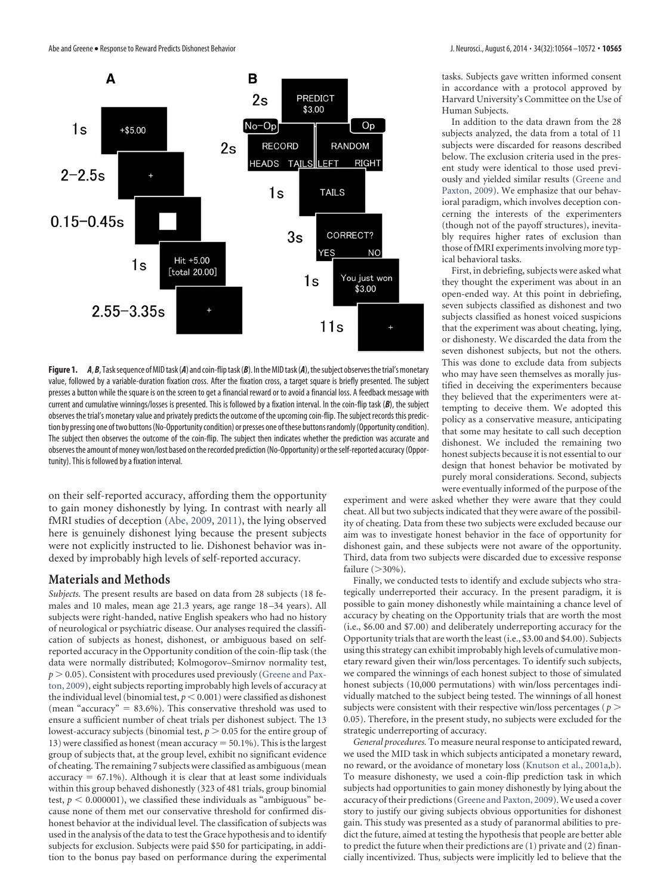**Figure 1.** ***A***, ***B***, Task sequence of MID task (***A***) and coin-flip task (***B***). In the MID task (***A***), the subject observes the trial's monetary value, followed by a variable-duration fixation cross. After the fixation cross, a target square is briefly presented. The subject presses a button while the square is on the screen to get a financial reward or to avoid a financial loss. A feedback message with current and cumulative winnings/losses is presented. This is followed by a fixation interval. In the coin-flip task (***B***), the subject observes the trial's monetary value and privately predicts the outcome of the upcoming coin-flip. The subject records this prediction by pressing one of two buttons (No-Opportunity condition) or presses one of these buttons randomly (Opportunity condition). The subject then observes the outcome of the coin-flip. The subject then indicates whether the prediction was accurate and observes the amount of money won/lost based on the recorded prediction (No-Opportunity) or the self-reported accuracy (Opportunity). This is followed by a fixation interval.

on their self-reported accuracy, affording them the opportunity to gain money dishonestly by lying. In contrast with nearly all fMRI studies of deception (Abe, 2009, 2011), the lying observed here is genuinely dishonest lying because the present subjects were not explicitly instructed to lie. Dishonest behavior was indexed by improbably high levels of self-reported accuracy.

## Materials and Methods

*Subjects.* The present results are based on data from 28 subjects (18 females and 10 males, mean age 21.3 years, age range 18–34 years). All subjects were right-handed, native English speakers who had no history of neurological or psychiatric disease. Our analyses required the classification of subjects as honest, dishonest, or ambiguous based on self-reported accuracy in the Opportunity condition of the coin-flip task (the data were normally distributed; Kolmogorov–Smirnov normality test, $p > 0.05$). Consistent with procedures used previously (Greene and Paxton, 2009), eight subjects reporting improbably high levels of accuracy at the individual level (binomial test, $p < 0.001$) were classified as dishonest (mean "accuracy" = 83.6%). This conservative threshold was used to ensure a sufficient number of cheat trials per dishonest subject. The 13 lowest-accuracy subjects (binomial test, $p > 0.05$ for the entire group of 13) were classified as honest (mean accuracy = 50.1%). This is the largest group of subjects that, at the group level, exhibit no significant evidence of cheating. The remaining 7 subjects were classified as ambiguous (mean accuracy = 67.1%). Although it is clear that at least some individuals within this group behaved dishonestly (323 of 481 trials, group binomial test, $p < 0.000001$), we classified these individuals as "ambiguous" because none of them met our conservative threshold for confirmed dishonest behavior at the individual level. The classification of subjects was used in the analysis of the data to test the Grace hypothesis and to identify subjects for exclusion. Subjects were paid \$50 for participating, in addition to the bonus pay based on performance during the experimental tasks. Subjects gave written informed consent in accordance with a protocol approved by Harvard University's Committee on the Use of Human Subjects.

In addition to the data drawn from the 28 subjects analyzed, the data from a total of 11 subjects were discarded for reasons described below. The exclusion criteria used in the present study were identical to those used previously and yielded similar results (Greene and Paxton, 2009). We emphasize that our behavioral paradigm, which involves deception concerning the interests of the experimenters (though not of the payoff structures), inevitably requires higher rates of exclusion than those of fMRI experiments involving more typical behavioral tasks.

First, in debriefing, subjects were asked what they thought the experiment was about in an open-ended way. At this point in debriefing, seven subjects classified as dishonest and two subjects classified as honest voiced suspicions that the experiment was about cheating, lying, or dishonesty. We discarded the data from the seven dishonest subjects, but not the others. This was done to exclude data from subjects who may have seen themselves as morally justified in deceiving the experimenters because they believed that the experimenters were attempting to deceive them. We adopted this policy as a conservative measure, anticipating that some may hesitate to call such deception dishonest. We included the remaining two honest subjects because it is not essential to our design that honest behavior be motivated by purely moral considerations. Second, subjects were eventually informed of the purpose of the experiment and were asked whether they were aware that they could cheat. All but two subjects indicated that they were aware of the possibility of cheating. Data from these two subjects were excluded because our aim was to investigate honest behavior in the face of opportunity for dishonest gain, and these subjects were not aware of the opportunity. Third, data from two subjects were discarded due to excessive response failure (>30%).

Finally, we conducted tests to identify and exclude subjects who strategically underreported their accuracy. In the present paradigm, it is possible to gain money dishonestly while maintaining a chance level of accuracy by cheating on the Opportunity trials that are worth the most (i.e., \$6.00 and \$7.00) and deliberately underreporting accuracy for the Opportunity trials that are worth the least (i.e., \$3.00 and \$4.00). Subjects using this strategy can exhibit improbably high levels of cumulative monetary reward given their win/loss percentages. To identify such subjects, we compared the winnings of each honest subject to those of simulated honest subjects (10,000 permutations) with win/loss percentages individually matched to the subject being tested. The winnings of all honest subjects were consistent with their respective win/loss percentages ($p > 0.05$). Therefore, in the present study, no subjects were excluded for the strategic underreporting of accuracy.

*General procedures.* To measure neural response to anticipated reward, we used the MID task in which subjects anticipated a monetary reward, no reward, or the avoidance of monetary loss (Knutson et al., 2001a,b). To measure dishonesty, we used a coin-flip prediction task in which subjects had opportunities to gain money dishonestly by lying about the accuracy of their predictions (Greene and Paxton, 2009). We used a cover story to justify our giving subjects obvious opportunities for dishonest gain. This study was presented as a study of paranormal abilities to predict the future, aimed at testing the hypothesis that people are better able to predict the future when their predictions are (1) private and (2) financially incentivized. Thus, subjects were implicitly led to believe that the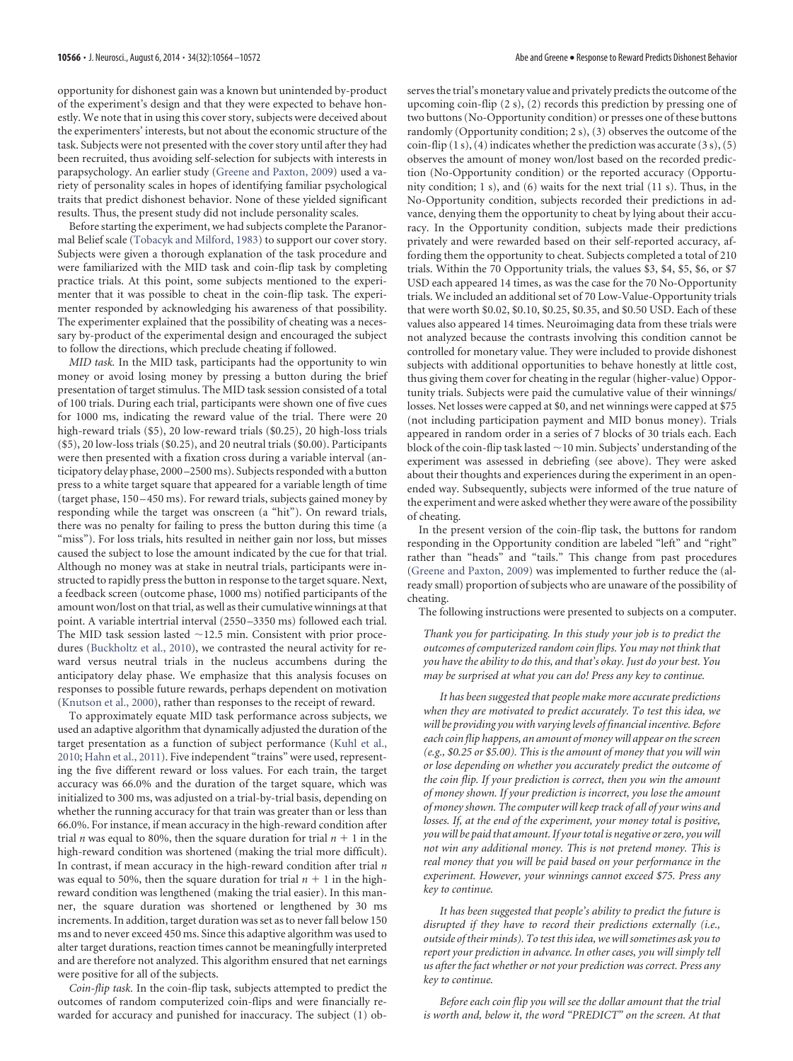opportunity for dishonest gain was a known but unintended by-product of the experiment's design and that they were expected to behave honestly. We note that in using this cover story, subjects were deceived about the experimenters' interests, but not about the economic structure of the task. Subjects were not presented with the cover story until after they had been recruited, thus avoiding self-selection for subjects with interests in parapsychology. An earlier study (Greene and Paxton, 2009) used a variety of personality scales in hopes of identifying familiar psychological traits that predict dishonest behavior. None of these yielded significant results. Thus, the present study did not include personality scales.

Before starting the experiment, we had subjects complete the Paranormal Belief scale (Tobacyk and Milford, 1983) to support our cover story. Subjects were given a thorough explanation of the task procedure and were familiarized with the MID task and coin-flip task by completing practice trials. At this point, some subjects mentioned to the experimenter that it was possible to cheat in the coin-flip task. The experimenter responded by acknowledging his awareness of that possibility. The experimenter explained that the possibility of cheating was a necessary by-product of the experimental design and encouraged the subject to follow the directions, which preclude cheating if followed.

*MID task.* In the MID task, participants had the opportunity to win money or avoid losing money by pressing a button during the brief presentation of target stimulus. The MID task session consisted of a total of 100 trials. During each trial, participants were shown one of five cues for 1000 ms, indicating the reward value of the trial. There were 20 high-reward trials ($5), 20 low-reward trials ($0.25), 20 high-loss trials ($5), 20 low-loss trials ($0.25), and 20 neutral trials ($0.00). Participants were then presented with a fixation cross during a variable interval (anticipatory delay phase, 2000–2500 ms). Subjects responded with a button press to a white target square that appeared for a variable length of time (target phase, 150–450 ms). For reward trials, subjects gained money by responding while the target was onscreen (a "hit"). On reward trials, there was no penalty for failing to press the button during this time (a "miss"). For loss trials, hits resulted in neither gain nor loss, but misses caused the subject to lose the amount indicated by the cue for that trial. Although no money was at stake in neutral trials, participants were instructed to rapidly press the button in response to the target square. Next, a feedback screen (outcome phase, 1000 ms) notified participants of the amount won/lost on that trial, as well as their cumulative winnings at that point. A variable intertrial interval (2550–3350 ms) followed each trial. The MID task session lasted ~12.5 min. Consistent with prior procedures (Buckholtz et al., 2010), we contrasted the neural activity for reward versus neutral trials in the nucleus accumbens during the anticipatory delay phase. We emphasize that this analysis focuses on responses to possible future rewards, perhaps dependent on motivation (Knutson et al., 2000), rather than responses to the receipt of reward.

To approximately equate MID task performance across subjects, we used an adaptive algorithm that dynamically adjusted the duration of the target presentation as a function of subject performance (Kuhl et al., 2010; Hahn et al., 2011). Five independent "trains" were used, representing the five different reward or loss values. For each train, the target accuracy was 66.0% and the duration of the target square, which was initialized to 300 ms, was adjusted on a trial-by-trial basis, depending on whether the running accuracy for that train was greater than or less than 66.0%. For instance, if mean accuracy in the high-reward condition after trial $n$ was equal to 80%, then the square duration for trial $n + 1$ in the high-reward condition was shortened (making the trial more difficult). In contrast, if mean accuracy in the high-reward condition after trial $n$ was equal to 50%, then the square duration for trial $n + 1$ in the high-reward condition was lengthened (making the trial easier). In this manner, the square duration was shortened or lengthened by 30 ms increments. In addition, target duration was set as to never fall below 150 ms and to never exceed 450 ms. Since this adaptive algorithm was used to alter target durations, reaction times cannot be meaningfully interpreted and are therefore not analyzed. This algorithm ensured that net earnings were positive for all of the subjects.

*Coin-flip task.* In the coin-flip task, subjects attempted to predict the outcomes of random computerized coin-flips and were financially rewarded for accuracy and punished for inaccuracy. The subject (1) observes the trial's monetary value and privately predicts the outcome of the upcoming coin-flip (2 s), (2) records this prediction by pressing one of two buttons (No-Opportunity condition) or presses one of these buttons randomly (Opportunity condition; 2 s), (3) observes the outcome of the coin-flip (1 s), (4) indicates whether the prediction was accurate (3 s), (5) observes the amount of money won/lost based on the recorded prediction (No-Opportunity condition) or the reported accuracy (Opportunity condition; 1 s), and (6) waits for the next trial (11 s). Thus, in the No-Opportunity condition, subjects recorded their predictions in advance, denying them the opportunity to cheat by lying about their accuracy. In the Opportunity condition, subjects made their predictions privately and were rewarded based on their self-reported accuracy, affording them the opportunity to cheat. Subjects completed a total of 210 trials. Within the 70 Opportunity trials, the values $3, $4, $5, $6, or $7 USD each appeared 14 times, as was the case for the 70 No-Opportunity trials. We included an additional set of 70 Low-Value-Opportunity trials that were worth $0.02, $0.10, $0.25, $0.35, and $0.50 USD. Each of these values also appeared 14 times. Neuroimaging data from these trials were not analyzed because the contrasts involving this condition cannot be controlled for monetary value. They were included to provide dishonest subjects with additional opportunities to behave honestly at little cost, thus giving them cover for cheating in the regular (higher-value) Opportunity trials. Subjects were paid the cumulative value of their winnings/losses. Net losses were capped at $0, and net winnings were capped at $75 (not including participation payment and MID bonus money). Trials appeared in random order in a series of 7 blocks of 30 trials each. Each block of the coin-flip task lasted ~10 min. Subjects' understanding of the experiment was assessed in debriefing (see above). They were asked about their thoughts and experiences during the experiment in an open-ended way. Subsequently, subjects were informed of the true nature of the experiment and were asked whether they were aware of the possibility of cheating.

In the present version of the coin-flip task, the buttons for random responding in the Opportunity condition are labeled "left" and "right" rather than "heads" and "tails." This change from past procedures (Greene and Paxton, 2009) was implemented to further reduce the (already small) proportion of subjects who are unaware of the possibility of cheating.

The following instructions were presented to subjects on a computer.

*Thank you for participating. In this study your job is to predict the outcomes of computerized random coin flips. You may not think that you have the ability to do this, and that's okay. Just do your best. You may be surprised at what you can do! Press any key to continue.*

*It has been suggested that people make more accurate predictions when they are motivated to predict accurately. To test this idea, we will be providing you with varying levels of financial incentive. Before each coin flip happens, an amount of money will appear on the screen (e.g., $0.25 or $5.00). This is the amount of money that you will win or lose depending on whether you accurately predict the outcome of the coin flip. If your prediction is correct, then you win the amount of money shown. If your prediction is incorrect, you lose the amount of money shown. The computer will keep track of all of your wins and losses. If, at the end of the experiment, your money total is positive, you will be paid that amount. If your total is negative or zero, you will not win any additional money. This is not pretend money. This is real money that you will be paid based on your performance in the experiment. However, your winnings cannot exceed $75. Press any key to continue.*

*It has been suggested that people's ability to predict the future is disrupted if they have to record their predictions externally (i.e., outside of their minds). To test this idea, we will sometimes ask you to report your prediction in advance. In other cases, you will simply tell us after the fact whether or not your prediction was correct. Press any key to continue.*

*Before each coin flip you will see the dollar amount that the trial is worth and, below it, the word "PREDICT" on the screen. At that*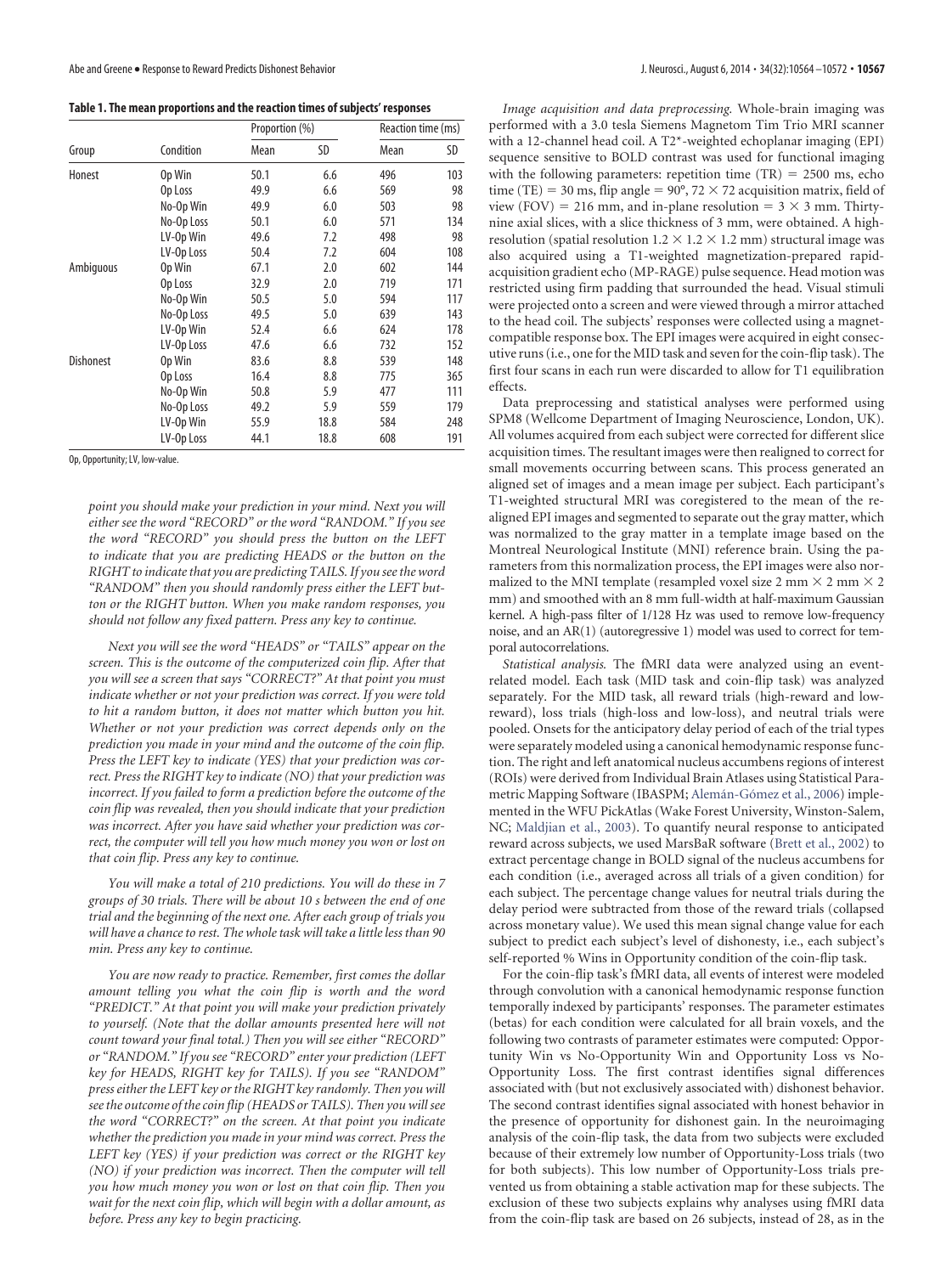**Table 1. The mean proportions and the reaction times of subjects' responses**

| Group | Condition | Proportion (%) | | Reaction time (ms) | |
|---|---|---|---|---|---|
| | | Mean | SD | Mean | SD |
| Honest | Op Win | 50.1 | 6.6 | 496 | 103 |
| | Op Loss | 49.9 | 6.6 | 569 | 98 |
| | No-Op Win | 49.9 | 6.0 | 503 | 98 |
| | No-Op Loss | 50.1 | 6.0 | 571 | 134 |
| | LV-Op Win | 49.6 | 7.2 | 498 | 98 |
| | LV-Op Loss | 50.4 | 7.2 | 604 | 108 |
| Ambiguous | Op Win | 67.1 | 2.0 | 602 | 144 |
| | Op Loss | 32.9 | 2.0 | 719 | 171 |
| | No-Op Win | 50.5 | 5.0 | 594 | 117 |
| | No-Op Loss | 49.5 | 5.0 | 639 | 143 |
| | LV-Op Win | 52.4 | 6.6 | 624 | 178 |
| | LV-Op Loss | 47.6 | 6.6 | 732 | 152 |
| Dishonest | Op Win | 83.6 | 8.8 | 539 | 148 |
| | Op Loss | 16.4 | 8.8 | 775 | 365 |
| | No-Op Win | 50.8 | 5.9 | 477 | 111 |
| | No-Op Loss | 49.2 | 5.9 | 559 | 179 |
| | LV-Op Win | 55.9 | 18.8 | 584 | 248 |
| | LV-Op Loss | 44.1 | 18.8 | 608 | 191 |

Op, Opportunity; LV, low-value.

*point you should make your prediction in your mind. Next you will either see the word "RECORD" or the word "RANDOM." If you see the word "RECORD" you should press the button on the LEFT to indicate that you are predicting HEADS or the button on the RIGHT to indicate that you are predicting TAILS. If you see the word "RANDOM" then you should randomly press either the LEFT button or the RIGHT button. When you make random responses, you should not follow any fixed pattern. Press any key to continue.*

*Next you will see the word "HEADS" or "TAILS" appear on the screen. This is the outcome of the computerized coin flip. After that you will see a screen that says "CORRECT?" At that point you must indicate whether or not your prediction was correct. If you were told to hit a random button, it does not matter which button you hit. Whether or not your prediction was correct depends only on the prediction you made in your mind and the outcome of the coin flip. Press the LEFT key to indicate (YES) that your prediction was correct. Press the RIGHT key to indicate (NO) that your prediction was incorrect. If you failed to form a prediction before the outcome of the coin flip was revealed, then you should indicate that your prediction was incorrect. After you have said whether your prediction was correct, the computer will tell you how much money you won or lost on that coin flip. Press any key to continue.*

*You will make a total of 210 predictions. You will do these in 7 groups of 30 trials. There will be about 10 s between the end of one trial and the beginning of the next one. After each group of trials you will have a chance to rest. The whole task will take a little less than 90 min. Press any key to continue.*

*You are now ready to practice. Remember, first comes the dollar amount telling you what the coin flip is worth and the word "PREDICT." At that point you will make your prediction privately to yourself. (Note that the dollar amounts presented here will not count toward your final total.) Then you will see either "RECORD" or "RANDOM." If you see "RECORD" enter your prediction (LEFT key for HEADS, RIGHT key for TAILS). If you see "RANDOM" press either the LEFT key or the RIGHT key randomly. Then you will see the outcome of the coin flip (HEADS or TAILS). Then you will see the word "CORRECT?" on the screen. At that point you indicate whether the prediction you made in your mind was correct. Press the LEFT key (YES) if your prediction was correct or the RIGHT key (NO) if your prediction was incorrect. Then the computer will tell you how much money you won or lost on that coin flip. Then you wait for the next coin flip, which will begin with a dollar amount, as before. Press any key to begin practicing.*

*Image acquisition and data preprocessing.* Whole-brain imaging was performed with a 3.0 tesla Siemens Magnetom Tim Trio MRI scanner with a 12-channel head coil. A T2*-weighted echoplanar imaging (EPI) sequence sensitive to BOLD contrast was used for functional imaging with the following parameters: repetition time (TR) = 2500 ms, echo time (TE) = 30 ms, flip angle = 90°, $72 \times 72$ acquisition matrix, field of view (FOV) = 216 mm, and in-plane resolution = $3 \times 3$ mm. Thirty-nine axial slices, with a slice thickness of 3 mm, were obtained. A high-resolution (spatial resolution $1.2 \times 1.2 \times 1.2$ mm) structural image was also acquired using a T1-weighted magnetization-prepared rapid-acquisition gradient echo (MP-RAGE) pulse sequence. Head motion was restricted using firm padding that surrounded the head. Visual stimuli were projected onto a screen and were viewed through a mirror attached to the head coil. The subjects' responses were collected using a magnet-compatible response box. The EPI images were acquired in eight consecutive runs (i.e., one for the MID task and seven for the coin-flip task). The first four scans in each run were discarded to allow for T1 equilibration effects.

Data preprocessing and statistical analyses were performed using SPM8 (Wellcome Department of Imaging Neuroscience, London, UK). All volumes acquired from each subject were corrected for different slice acquisition times. The resultant images were then realigned to correct for small movements occurring between scans. This process generated an aligned set of images and a mean image per subject. Each participant's T1-weighted structural MRI was coregistered to the mean of the realigned EPI images and segmented to separate out the gray matter, which was normalized to the gray matter in a template image based on the Montreal Neurological Institute (MNI) reference brain. Using the parameters from this normalization process, the EPI images were also normalized to the MNI template (resampled voxel size 2 mm $\times$ 2 mm $\times$ 2 mm) and smoothed with an 8 mm full-width at half-maximum Gaussian kernel. A high-pass filter of 1/128 Hz was used to remove low-frequency noise, and an AR(1) (autoregressive 1) model was used to correct for temporal autocorrelations.

*Statistical analysis.* The fMRI data were analyzed using an event-related model. Each task (MID task and coin-flip task) was analyzed separately. For the MID task, all reward trials (high-reward and low-reward), loss trials (high-loss and low-loss), and neutral trials were pooled. Onsets for the anticipatory delay period of each of the trial types were separately modeled using a canonical hemodynamic response function. The right and left anatomical nucleus accumbens regions of interest (ROIs) were derived from Individual Brain Atlases using Statistical Parametric Mapping Software (IBASPM; Alemán-Gómez et al., 2006) implemented in the WFU PickAtlas (Wake Forest University, Winston-Salem, NC; Maldjian et al., 2003). To quantify neural response to anticipated reward across subjects, we used MarsBaR software (Brett et al., 2002) to extract percentage change in BOLD signal of the nucleus accumbens for each condition (i.e., averaged across all trials of a given condition) for each subject. The percentage change values for neutral trials during the delay period were subtracted from those of the reward trials (collapsed across monetary value). We used this mean signal change value for each subject to predict each subject's level of dishonesty, i.e., each subject's self-reported % Wins in Opportunity condition of the coin-flip task.

For the coin-flip task's fMRI data, all events of interest were modeled through convolution with a canonical hemodynamic response function temporally indexed by participants' responses. The parameter estimates (betas) for each condition were calculated for all brain voxels, and the following two contrasts of parameter estimates were computed: Opportunity Win vs No-Opportunity Win and Opportunity Loss vs No-Opportunity Loss. The first contrast identifies signal differences associated with (but not exclusively associated with) dishonest behavior. The second contrast identifies signal associated with honest behavior in the presence of opportunity for dishonest gain. In the neuroimaging analysis of the coin-flip task, the data from two subjects were excluded because of their extremely low number of Opportunity-Loss trials (two for both subjects). This low number of Opportunity-Loss trials prevented us from obtaining a stable activation map for these subjects. The exclusion of these two subjects explains why analyses using fMRI data from the coin-flip task are based on 26 subjects, instead of 28, as in the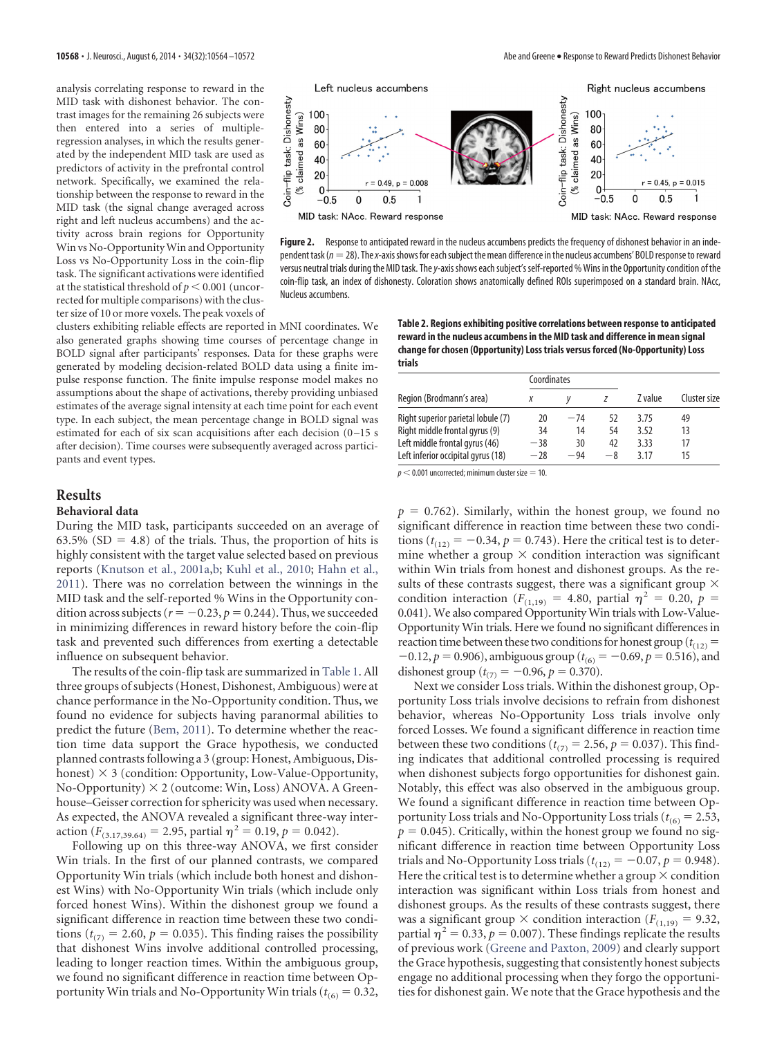analysis correlating response to reward in the MID task with dishonest behavior. The contrast images for the remaining 26 subjects were then entered into a series of multiple-regression analyses, in which the results generated by the independent MID task are used as predictors of activity in the prefrontal control network. Specifically, we examined the relationship between the response to reward in the MID task (the signal change averaged across right and left nucleus accumbens) and the activity across brain regions for Opportunity Win vs No-Opportunity Win and Opportunity Loss vs No-Opportunity Loss in the coin-flip task. The significant activations were identified at the statistical threshold of $p < 0.001$ (uncorrected for multiple comparisons) with the cluster size of 10 or more voxels. The peak voxels of clusters exhibiting reliable effects are reported in MNI coordinates. We also generated graphs showing time courses of percentage change in BOLD signal after participants' responses. Data for these graphs were generated by modeling decision-related BOLD data using a finite impulse response function. The finite impulse response model makes no assumptions about the shape of activations, thereby providing unbiased estimates of the average signal intensity at each time point for each event type. In each subject, the mean percentage change in BOLD signal was estimated for each of six scan acquisitions after each decision (0–15 s after decision). Time courses were subsequently averaged across participants and event types.

**Figure 2.** Response to anticipated reward in the nucleus accumbens predicts the frequency of dishonest behavior in an independent task ($n = 28$). The *x*-axis shows for each subject the mean difference in the nucleus accumbens' BOLD response to reward versus neutral trials during the MID task. The *y*-axis shows each subject's self-reported % Wins in the Opportunity condition of the coin-flip task, an index of dishonesty. Coloration shows anatomically defined ROIs superimposed on a standard brain. NAcc, Nucleus accumbens.

**Table 2. Regions exhibiting positive correlations between response to anticipated reward in the nucleus accumbens in the MID task and difference in mean signal change for chosen (Opportunity) Loss trials versus forced (No-Opportunity) Loss trials**

| Region (Brodmann's area) | Coordinates | | | Z value | Cluster size |
|---|---|---|---|---|---|
| | x | y | z | | |
| Right superior parietal lobule (7) | 20 | −74 | 52 | 3.75 | 49 |
| Right middle frontal gyrus (9) | 34 | 14 | 54 | 3.52 | 13 |
| Left middle frontal gyrus (46) | −38 | 30 | 42 | 3.33 | 17 |
| Left inferior occipital gyrus (18) | −28 | −94 | −8 | 3.17 | 15 |

$p < 0.001$ uncorrected; minimum cluster size = 10.

## Results

### Behavioral data

During the MID task, participants succeeded on an average of 63.5% (SD = 4.8) of the trials. Thus, the proportion of hits is highly consistent with the target value selected based on previous reports (Knutson et al., 2001a,b; Kuhl et al., 2010; Hahn et al., 2011). There was no correlation between the winnings in the MID task and the self-reported % Wins in the Opportunity condition across subjects ($r = -0.23$, $p = 0.244$). Thus, we succeeded in minimizing differences in reward history before the coin-flip task and prevented such differences from exerting a detectable influence on subsequent behavior.

The results of the coin-flip task are summarized in Table 1. All three groups of subjects (Honest, Dishonest, Ambiguous) were at chance performance in the No-Opportunity condition. Thus, we found no evidence for subjects having paranormal abilities to predict the future (Bem, 2011). To determine whether the reaction time data support the Grace hypothesis, we conducted planned contrasts following a 3 (group: Honest, Ambiguous, Dishonest) × 3 (condition: Opportunity, Low-Value-Opportunity, No-Opportunity) × 2 (outcome: Win, Loss) ANOVA. A Greenhouse–Geisser correction for sphericity was used when necessary. As expected, the ANOVA revealed a significant three-way interaction ($F_{(3.17,39.64)} = 2.95$, partial $\eta^2 = 0.19$, $p = 0.042$).

Following up on this three-way ANOVA, we first consider Win trials. In the first of our planned contrasts, we compared Opportunity Win trials (which include both honest and dishonest Wins) with No-Opportunity Win trials (which include only forced honest Wins). Within the dishonest group we found a significant difference in reaction time between these two conditions ($t_{(7)} = 2.60$, $p = 0.035$). This finding raises the possibility that dishonest Wins involve additional controlled processing, leading to longer reaction times. Within the ambiguous group, we found no significant difference in reaction time between Opportunity Win trials and No-Opportunity Win trials ($t_{(6)} = 0.32$, $p = 0.762$). Similarly, within the honest group, we found no significant difference in reaction time between these two conditions ($t_{(12)} = -0.34$, $p = 0.743$). Here the critical test is to determine whether a group × condition interaction was significant within Win trials from honest and dishonest groups. As the results of these contrasts suggest, there was a significant group × condition interaction ($F_{(1,19)} = 4.80$, partial $\eta^2 = 0.20$, $p = 0.041$). We also compared Opportunity Win trials with Low-Value-Opportunity Win trials. Here we found no significant differences in reaction time between these two conditions for honest group ($t_{(12)} = -0.12$, $p = 0.906$), ambiguous group ($t_{(6)} = -0.69$, $p = 0.516$), and dishonest group ($t_{(7)} = -0.96$, $p = 0.370$).

Next we consider Loss trials. Within the dishonest group, Opportunity Loss trials involve decisions to refrain from dishonest behavior, whereas No-Opportunity Loss trials involve only forced Losses. We found a significant difference in reaction time between these two conditions ($t_{(7)} = 2.56$, $p = 0.037$). This finding indicates that additional controlled processing is required when dishonest subjects forgo opportunities for dishonest gain. Notably, this effect was also observed in the ambiguous group. We found a significant difference in reaction time between Opportunity Loss trials and No-Opportunity Loss trials ($t_{(6)} = 2.53$, $p = 0.045$). Critically, within the honest group we found no significant difference in reaction time between Opportunity Loss trials and No-Opportunity Loss trials ($t_{(12)} = -0.07$, $p = 0.948$). Here the critical test is to determine whether a group × condition interaction was significant within Loss trials from honest and dishonest groups. As the results of these contrasts suggest, there was a significant group × condition interaction ($F_{(1,19)} = 9.32$, partial $\eta^2 = 0.33$, $p = 0.007$). These findings replicate the results of previous work (Greene and Paxton, 2009) and clearly support the Grace hypothesis, suggesting that consistently honest subjects engage no additional processing when they forgo the opportunities for dishonest gain. We note that the Grace hypothesis and the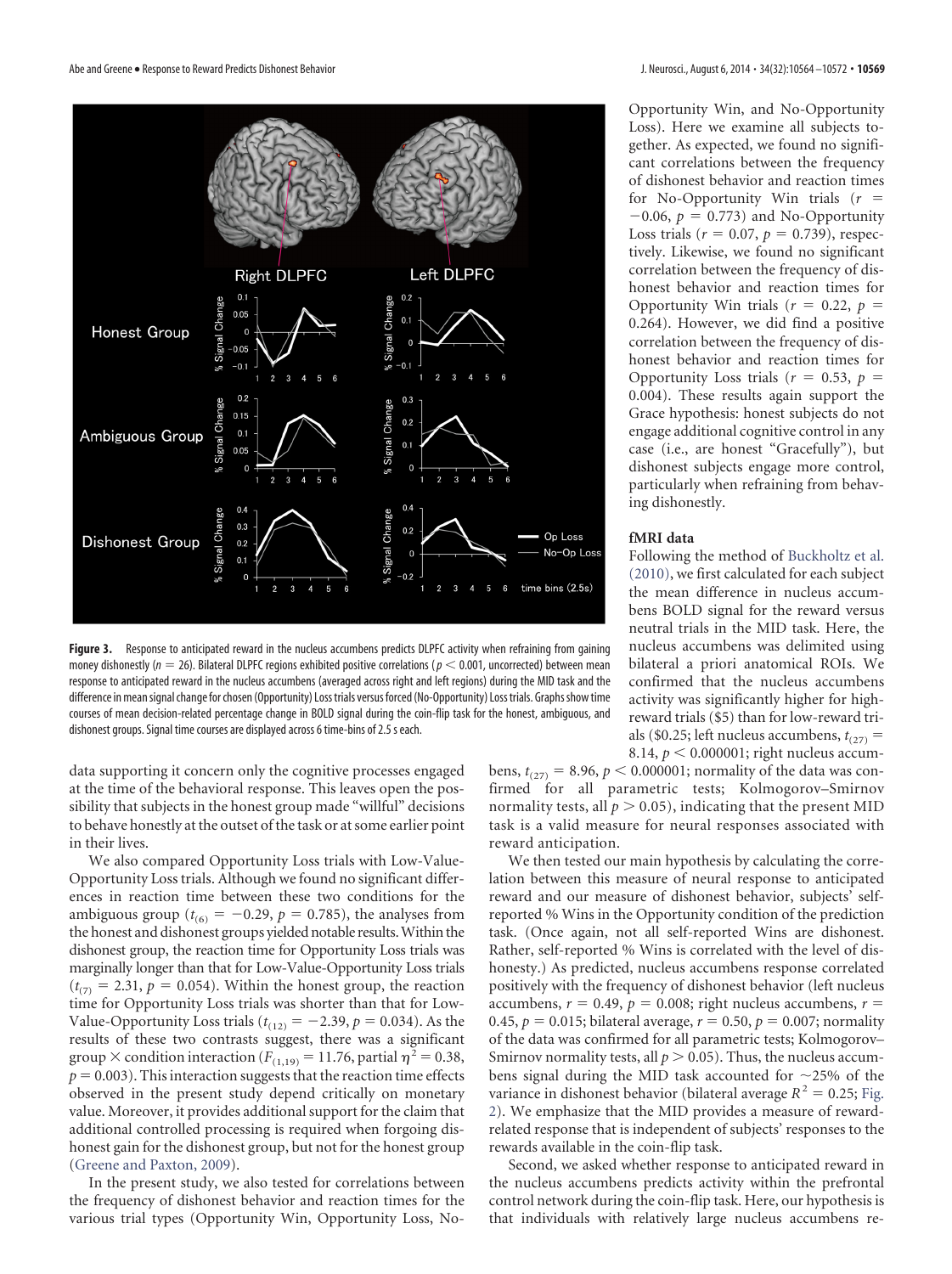**Figure 3.** Response to anticipated reward in the nucleus accumbens predicts DLPFC activity when refraining from gaining money dishonestly ($n = 26$). Bilateral DLPFC regions exhibited positive correlations ($p < 0.001$, uncorrected) between mean response to anticipated reward in the nucleus accumbens (averaged across right and left regions) during the MID task and the difference in mean signal change for chosen (Opportunity) Loss trials versus forced (No-Opportunity) Loss trials. Graphs show time courses of mean decision-related percentage change in BOLD signal during the coin-flip task for the honest, ambiguous, and dishonest groups. Signal time courses are displayed across 6 time-bins of 2.5 s each.

data supporting it concern only the cognitive processes engaged at the time of the behavioral response. This leaves open the possibility that subjects in the honest group made "willful" decisions to behave honestly at the outset of the task or at some earlier point in their lives.

We also compared Opportunity Loss trials with Low-Value-Opportunity Loss trials. Although we found no significant differences in reaction time between these two conditions for the ambiguous group ($t_{(6)} = -0.29$, $p = 0.785$), the analyses from the honest and dishonest groups yielded notable results. Within the dishonest group, the reaction time for Opportunity Loss trials was marginally longer than that for Low-Value-Opportunity Loss trials ($t_{(7)} = 2.31$, $p = 0.054$). Within the honest group, the reaction time for Opportunity Loss trials was shorter than that for Low-Value-Opportunity Loss trials ($t_{(12)} = -2.39$, $p = 0.034$). As the results of these two contrasts suggest, there was a significant group × condition interaction ($F_{(1,19)} = 11.76$, partial $\eta^2 = 0.38$, $p = 0.003$). This interaction suggests that the reaction time effects observed in the present study depend critically on monetary value. Moreover, it provides additional support for the claim that additional controlled processing is required when forgoing dishonest gain for the dishonest group, but not for the honest group (Greene and Paxton, 2009).

In the present study, we also tested for correlations between the frequency of dishonest behavior and reaction times for the various trial types (Opportunity Win, Opportunity Loss, No-Opportunity Win, and No-Opportunity Loss). Here we examine all subjects together. As expected, we found no significant correlations between the frequency of dishonest behavior and reaction times for No-Opportunity Win trials ($r = -0.06$, $p = 0.773$) and No-Opportunity Loss trials ($r = 0.07$, $p = 0.739$), respectively. Likewise, we found no significant correlation between the frequency of dishonest behavior and reaction times for Opportunity Win trials ($r = 0.22$, $p = 0.264$). However, we did find a positive correlation between the frequency of dishonest behavior and reaction times for Opportunity Loss trials ($r = 0.53$, $p = 0.004$). These results again support the Grace hypothesis: honest subjects do not engage additional cognitive control in any case (i.e., are honest "Gracefully"), but dishonest subjects engage more control, particularly when refraining from behaving dishonestly.

### fMRI data

Following the method of Buckholtz et al. (2010), we first calculated for each subject the mean difference in nucleus accumbens BOLD signal for the reward versus neutral trials in the MID task. Here, the nucleus accumbens was delimited using bilateral a priori anatomical ROIs. We confirmed that the nucleus accumbens activity was significantly higher for high-reward trials ($5) than for low-reward trials ($0.25; left nucleus accumbens, $t_{(27)} = 8.14$, $p < 0.000001$; right nucleus accumbens, $t_{(27)} = 8.96$, $p < 0.000001$; normality of the data was confirmed for all parametric tests; Kolmogorov–Smirnov normality tests, all $p > 0.05$), indicating that the present MID task is a valid measure for neural responses associated with reward anticipation.

We then tested our main hypothesis by calculating the correlation between this measure of neural response to anticipated reward and our measure of dishonest behavior, subjects' self-reported % Wins in the Opportunity condition of the prediction task. (Once again, not all self-reported Wins are dishonest. Rather, self-reported % Wins is correlated with the level of dishonesty.) As predicted, nucleus accumbens response correlated positively with the frequency of dishonest behavior (left nucleus accumbens, $r = 0.49$, $p = 0.008$; right nucleus accumbens, $r = 0.45$, $p = 0.015$; bilateral average, $r = 0.50$, $p = 0.007$; normality of the data was confirmed for all parametric tests; Kolmogorov–Smirnov normality tests, all $p > 0.05$). Thus, the nucleus accumbens signal during the MID task accounted for ~25% of the variance in dishonest behavior (bilateral average $R^2 = 0.25$; Fig. 2). We emphasize that the MID provides a measure of reward-related response that is independent of subjects' responses to the rewards available in the coin-flip task.

Second, we asked whether response to anticipated reward in the nucleus accumbens predicts activity within the prefrontal control network during the coin-flip task. Here, our hypothesis is that individuals with relatively large nucleus accumbens re-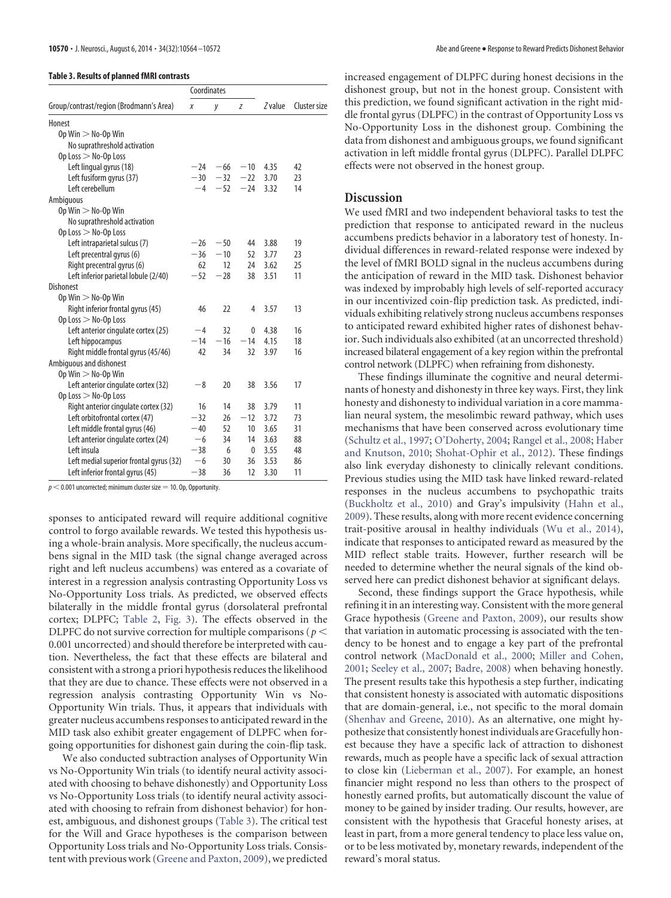**Table 3. Results of planned fMRI contrasts**

| Group/contrast/region (Brodmann's Area) | Coordinates | | | Z value | Cluster size |
|---|---|---|---|---|---|
| | x | y | z | | |
| Honest | | | | | |
| Op Win > No-Op Win | | | | | |
| No suprathreshold activation | | | | | |
| Op Loss > No-Op Loss | | | | | |
| Left lingual gyrus (18) | −24 | −66 | −10 | 4.35 | 42 |
| Left fusiform gyrus (37) | −30 | −32 | −22 | 3.70 | 23 |
| Left cerebellum | −4 | −52 | −24 | 3.32 | 14 |
| Ambiguous | | | | | |
| Op Win > No-Op Win | | | | | |
| No suprathreshold activation | | | | | |
| Op Loss > No-Op Loss | | | | | |
| Left intraparietal sulcus (7) | −26 | −50 | 44 | 3.88 | 19 |
| Left precentral gyrus (6) | −36 | −10 | 52 | 3.77 | 23 |
| Right precentral gyrus (6) | 62 | 12 | 24 | 3.62 | 25 |
| Left inferior parietal lobule (2/40) | −52 | −28 | 38 | 3.51 | 11 |
| Dishonest | | | | | |
| Op Win > No-Op Win | | | | | |
| Right inferior frontal gyrus (45) | 46 | 22 | 4 | 3.57 | 13 |
| Op Loss > No-Op Loss | | | | | |
| Left anterior cingulate cortex (25) | −4 | 32 | 0 | 4.38 | 16 |
| Left hippocampus | −14 | −16 | −14 | 4.15 | 18 |
| Right middle frontal gyrus (45/46) | 42 | 34 | 32 | 3.97 | 16 |
| Ambiguous and dishonest | | | | | |
| Op Win > No-Op Win | | | | | |
| Left anterior cingulate cortex (32) | −8 | 20 | 38 | 3.56 | 17 |
| Op Loss > No-Op Loss | | | | | |
| Right anterior cingulate cortex (32) | 16 | 14 | 38 | 3.79 | 11 |
| Left orbitofrontal cortex (47) | −32 | 26 | −12 | 3.72 | 73 |
| Left middle frontal gyrus (46) | −40 | 52 | 10 | 3.65 | 31 |
| Left anterior cingulate cortex (24) | −6 | 34 | 14 | 3.63 | 88 |
| Left insula | −38 | 6 | 0 | 3.55 | 48 |
| Left medial superior frontal gyrus (32) | −6 | 30 | 36 | 3.53 | 86 |
| Left inferior frontal gyrus (45) | −38 | 36 | 12 | 3.30 | 11 |

$p < 0.001$ uncorrected; minimum cluster size = 10. Op, Opportunity.

sponses to anticipated reward will require additional cognitive control to forgo available rewards. We tested this hypothesis using a whole-brain analysis. More specifically, the nucleus accumbens signal in the MID task (the signal change averaged across right and left nucleus accumbens) was entered as a covariate of interest in a regression analysis contrasting Opportunity Loss vs No-Opportunity Loss trials. As predicted, we observed effects bilaterally in the middle frontal gyrus (dorsolateral prefrontal cortex; DLPFC; Table 2, Fig. 3). The effects observed in the DLPFC do not survive correction for multiple comparisons ($p < 0.001$ uncorrected) and should therefore be interpreted with caution. Nevertheless, the fact that these effects are bilateral and consistent with a strong a priori hypothesis reduces the likelihood that they are due to chance. These effects were not observed in a regression analysis contrasting Opportunity Win vs No-Opportunity Win trials. Thus, it appears that individuals with greater nucleus accumbens responses to anticipated reward in the MID task also exhibit greater engagement of DLPFC when forgoing opportunities for dishonest gain during the coin-flip task.

We also conducted subtraction analyses of Opportunity Win vs No-Opportunity Win trials (to identify neural activity associated with choosing to behave dishonestly) and Opportunity Loss vs No-Opportunity Loss trials (to identify neural activity associated with choosing to refrain from dishonest behavior) for honest, ambiguous, and dishonest groups (Table 3). The critical test for the Will and Grace hypotheses is the comparison between Opportunity Loss trials and No-Opportunity Loss trials. Consistent with previous work (Greene and Paxton, 2009), we predicted increased engagement of DLPFC during honest decisions in the dishonest group, but not in the honest group. Consistent with this prediction, we found significant activation in the right middle frontal gyrus (DLPFC) in the contrast of Opportunity Loss vs No-Opportunity Loss in the dishonest group. Combining the data from dishonest and ambiguous groups, we found significant activation in left middle frontal gyrus (DLPFC). Parallel DLPFC effects were not observed in the honest group.

## Discussion

We used fMRI and two independent behavioral tasks to test the prediction that response to anticipated reward in the nucleus accumbens predicts behavior in a laboratory test of honesty. Individual differences in reward-related response were indexed by the level of fMRI BOLD signal in the nucleus accumbens during the anticipation of reward in the MID task. Dishonest behavior was indexed by improbably high levels of self-reported accuracy in our incentivized coin-flip prediction task. As predicted, individuals exhibiting relatively strong nucleus accumbens responses to anticipated reward exhibited higher rates of dishonest behavior. Such individuals also exhibited (at an uncorrected threshold) increased bilateral engagement of a key region within the prefrontal control network (DLPFC) when refraining from dishonesty.

These findings illuminate the cognitive and neural determinants of honesty and dishonesty in three key ways. First, they link honesty and dishonesty to individual variation in a core mammalian neural system, the mesolimbic reward pathway, which uses mechanisms that have been conserved across evolutionary time (Schultz et al., 1997; O'Doherty, 2004; Rangel et al., 2008; Haber and Knutson, 2010; Shohat-Ophir et al., 2012). These findings also link everyday dishonesty to clinically relevant conditions. Previous studies using the MID task have linked reward-related responses in the nucleus accumbens to psychopathic traits (Buckholtz et al., 2010) and Gray's impulsivity (Hahn et al., 2009). These results, along with more recent evidence concerning trait-positive arousal in healthy individuals (Wu et al., 2014), indicate that responses to anticipated reward as measured by the MID reflect stable traits. However, further research will be needed to determine whether the neural signals of the kind observed here can predict dishonest behavior at significant delays.

Second, these findings support the Grace hypothesis, while refining it in an interesting way. Consistent with the more general Grace hypothesis (Greene and Paxton, 2009), our results show that variation in automatic processing is associated with the tendency to be honest and to engage a key part of the prefrontal control network (MacDonald et al., 2000; Miller and Cohen, 2001; Seeley et al., 2007; Badre, 2008) when behaving honestly. The present results take this hypothesis a step further, indicating that consistent honesty is associated with automatic dispositions that are domain-general, i.e., not specific to the moral domain (Shenhav and Greene, 2010). As an alternative, one might hypothesize that consistently honest individuals are Gracefully honest because they have a specific lack of attraction to dishonest rewards, much as people have a specific lack of sexual attraction to close kin (Lieberman et al., 2007). For example, an honest financier might respond no less than others to the prospect of honestly earned profits, but automatically discount the value of money to be gained by insider trading. Our results, however, are consistent with the hypothesis that Graceful honesty arises, at least in part, from a more general tendency to place less value on, or to be less motivated by, monetary rewards, independent of the reward's moral status.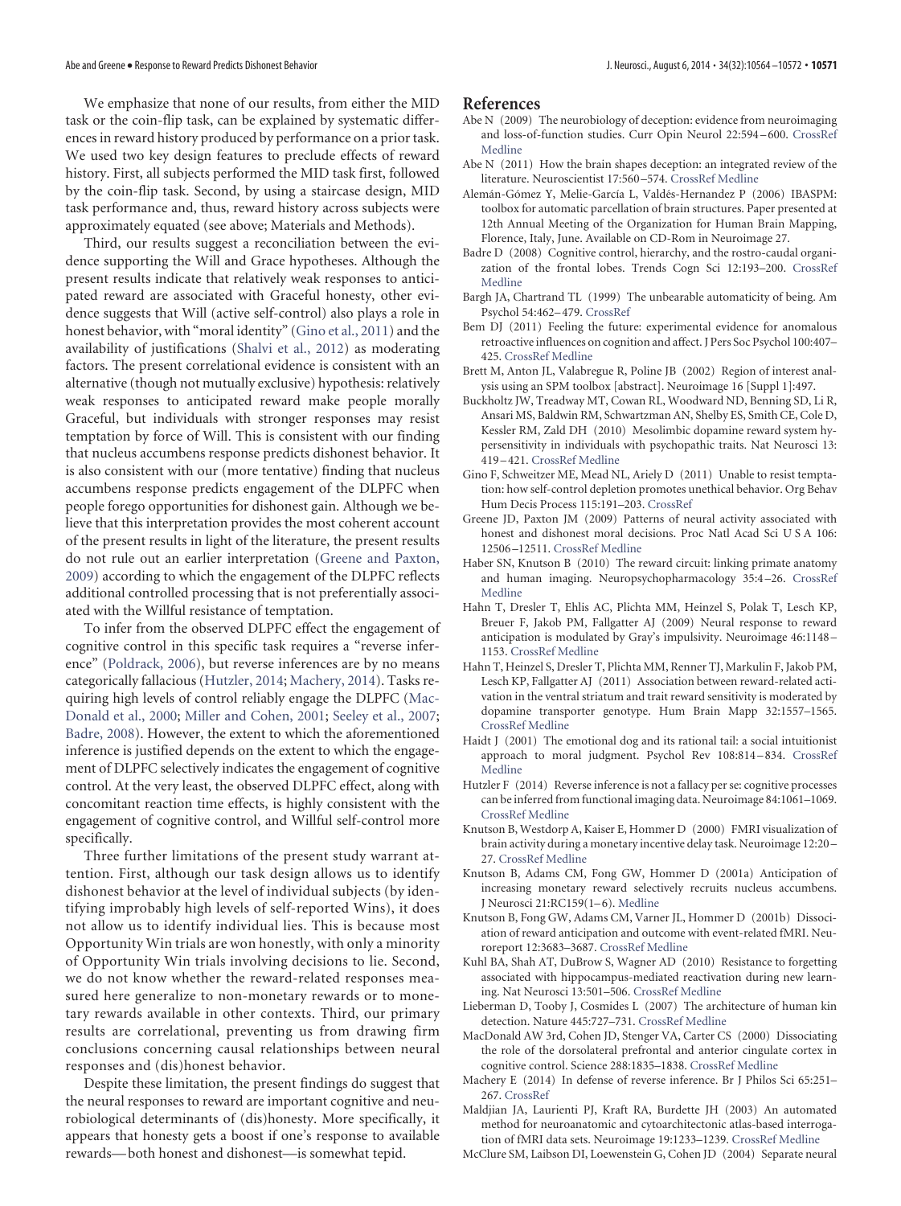We emphasize that none of our results, from either the MID task or the coin-flip task, can be explained by systematic differences in reward history produced by performance on a prior task. We used two key design features to preclude effects of reward history. First, all subjects performed the MID task first, followed by the coin-flip task. Second, by using a staircase design, MID task performance and, thus, reward history across subjects were approximately equated (see above; Materials and Methods).

Third, our results suggest a reconciliation between the evidence supporting the Will and Grace hypotheses. Although the present results indicate that relatively weak responses to anticipated reward are associated with Graceful honesty, other evidence suggests that Will (active self-control) also plays a role in honest behavior, with "moral identity" (Gino et al., 2011) and the availability of justifications (Shalvi et al., 2012) as moderating factors. The present correlational evidence is consistent with an alternative (though not mutually exclusive) hypothesis: relatively weak responses to anticipated reward make people morally Graceful, but individuals with stronger responses may resist temptation by force of Will. This is consistent with our finding that nucleus accumbens response predicts dishonest behavior. It is also consistent with our (more tentative) finding that nucleus accumbens response predicts engagement of the DLPFC when people forego opportunities for dishonest gain. Although we believe that this interpretation provides the most coherent account of the present results in light of the literature, the present results do not rule out an earlier interpretation (Greene and Paxton, 2009) according to which the engagement of the DLPFC reflects additional controlled processing that is not preferentially associated with the Willful resistance of temptation.

To infer from the observed DLPFC effect the engagement of cognitive control in this specific task requires a "reverse inference" (Poldrack, 2006), but reverse inferences are by no means categorically fallacious (Hutzler, 2014; Machery, 2014). Tasks requiring high levels of control reliably engage the DLPFC (MacDonald et al., 2000; Miller and Cohen, 2001; Seeley et al., 2007; Badre, 2008). However, the extent to which the aforementioned inference is justified depends on the extent to which the engagement of DLPFC selectively indicates the engagement of cognitive control. At the very least, the observed DLPFC effect, along with concomitant reaction time effects, is highly consistent with the engagement of cognitive control, and Willful self-control more specifically.

Three further limitations of the present study warrant attention. First, although our task design allows us to identify dishonest behavior at the level of individual subjects (by identifying improbably high levels of self-reported Wins), it does not allow us to identify individual lies. This is because most Opportunity Win trials are won honestly, with only a minority of Opportunity Win trials involving decisions to lie. Second, we do not know whether the reward-related responses measured here generalize to non-monetary rewards or to monetary rewards available in other contexts. Third, our primary results are correlational, preventing us from drawing firm conclusions concerning causal relationships between neural responses and (dis)honest behavior.

Despite these limitation, the present findings do suggest that the neural responses to reward are important cognitive and neurobiological determinants of (dis)honesty. More specifically, it appears that honesty gets a boost if one's response to available rewards—both honest and dishonest—is somewhat tepid.

## References

Abe N (2009) The neurobiology of deception: evidence from neuroimaging and loss-of-function studies. Curr Opin Neurol 22:594–600. CrossRef Medline

Abe N (2011) How the brain shapes deception: an integrated review of the literature. Neuroscientist 17:560–574. CrossRef Medline

Alemán-Gómez Y, Melie-García L, Valdés-Hernandez P (2006) IBASPM: toolbox for automatic parcellation of brain structures. Paper presented at 12th Annual Meeting of the Organization for Human Brain Mapping, Florence, Italy, June. Available on CD-Rom in Neuroimage 27.

Badre D (2008) Cognitive control, hierarchy, and the rostro-caudal organization of the frontal lobes. Trends Cogn Sci 12:193–200. CrossRef Medline

Bargh JA, Chartrand TL (1999) The unbearable automaticity of being. Am Psychol 54:462–479. CrossRef

Bem DJ (2011) Feeling the future: experimental evidence for anomalous retroactive influences on cognition and affect. J Pers Soc Psychol 100:407–425. CrossRef Medline

Brett M, Anton JL, Valabregue R, Poline JB (2002) Region of interest analysis using an SPM toolbox [abstract]. Neuroimage 16 [Suppl 1]:497.

Buckholtz JW, Treadway MT, Cowan RL, Woodward ND, Benning SD, Li R, Ansari MS, Baldwin RM, Schwartzman AN, Shelby ES, Smith CE, Cole D, Kessler RM, Zald DH (2010) Mesolimbic dopamine reward system hypersensitivity in individuals with psychopathic traits. Nat Neurosci 13: 419–421. CrossRef Medline

Gino F, Schweitzer ME, Mead NL, Ariely D (2011) Unable to resist temptation: how self-control depletion promotes unethical behavior. Org Behav Hum Decis Process 115:191–203. CrossRef

Greene JD, Paxton JM (2009) Patterns of neural activity associated with honest and dishonest moral decisions. Proc Natl Acad Sci U S A 106: 12506–12511. CrossRef Medline

Haber SN, Knutson B (2010) The reward circuit: linking primate anatomy and human imaging. Neuropsychopharmacology 35:4–26. CrossRef Medline

Hahn T, Dresler T, Ehlis AC, Plichta MM, Heinzel S, Polak T, Lesch KP, Breuer F, Jakob PM, Fallgatter AJ (2009) Neural response to reward anticipation is modulated by Gray's impulsivity. Neuroimage 46:1148–1153. CrossRef Medline

Hahn T, Heinzel S, Dresler T, Plichta MM, Renner TJ, Markulin F, Jakob PM, Lesch KP, Fallgatter AJ (2011) Association between reward-related activation in the ventral striatum and trait reward sensitivity is moderated by dopamine transporter genotype. Hum Brain Mapp 32:1557–1565. CrossRef Medline

Haidt J (2001) The emotional dog and its rational tail: a social intuitionist approach to moral judgment. Psychol Rev 108:814–834. CrossRef Medline

Hutzler F (2014) Reverse inference is not a fallacy per se: cognitive processes can be inferred from functional imaging data. Neuroimage 84:1061–1069. CrossRef Medline

Knutson B, Westdorp A, Kaiser E, Hommer D (2000) FMRI visualization of brain activity during a monetary incentive delay task. Neuroimage 12:20–27. CrossRef Medline

Knutson B, Adams CM, Fong GW, Hommer D (2001a) Anticipation of increasing monetary reward selectively recruits nucleus accumbens. J Neurosci 21:RC159(1–6). Medline

Knutson B, Fong GW, Adams CM, Varner JL, Hommer D (2001b) Dissociation of reward anticipation and outcome with event-related fMRI. Neuroreport 12:3683–3687. CrossRef Medline

Kuhl BA, Shah AT, DuBrow S, Wagner AD (2010) Resistance to forgetting associated with hippocampus-mediated reactivation during new learning. Nat Neurosci 13:501–506. CrossRef Medline

Lieberman D, Tooby J, Cosmides L (2007) The architecture of human kin detection. Nature 445:727–731. CrossRef Medline

MacDonald AW 3rd, Cohen JD, Stenger VA, Carter CS (2000) Dissociating the role of the dorsolateral prefrontal and anterior cingulate cortex in cognitive control. Science 288:1835–1838. CrossRef Medline

Machery E (2014) In defense of reverse inference. Br J Philos Sci 65:251–267. CrossRef

Maldjian JA, Laurienti PJ, Kraft RA, Burdette JH (2003) An automated method for neuroanatomic and cytoarchitectonic atlas-based interrogation of fMRI data sets. Neuroimage 19:1233–1239. CrossRef Medline

McClure SM, Laibson DI, Loewenstein G, Cohen JD (2004) Separate neural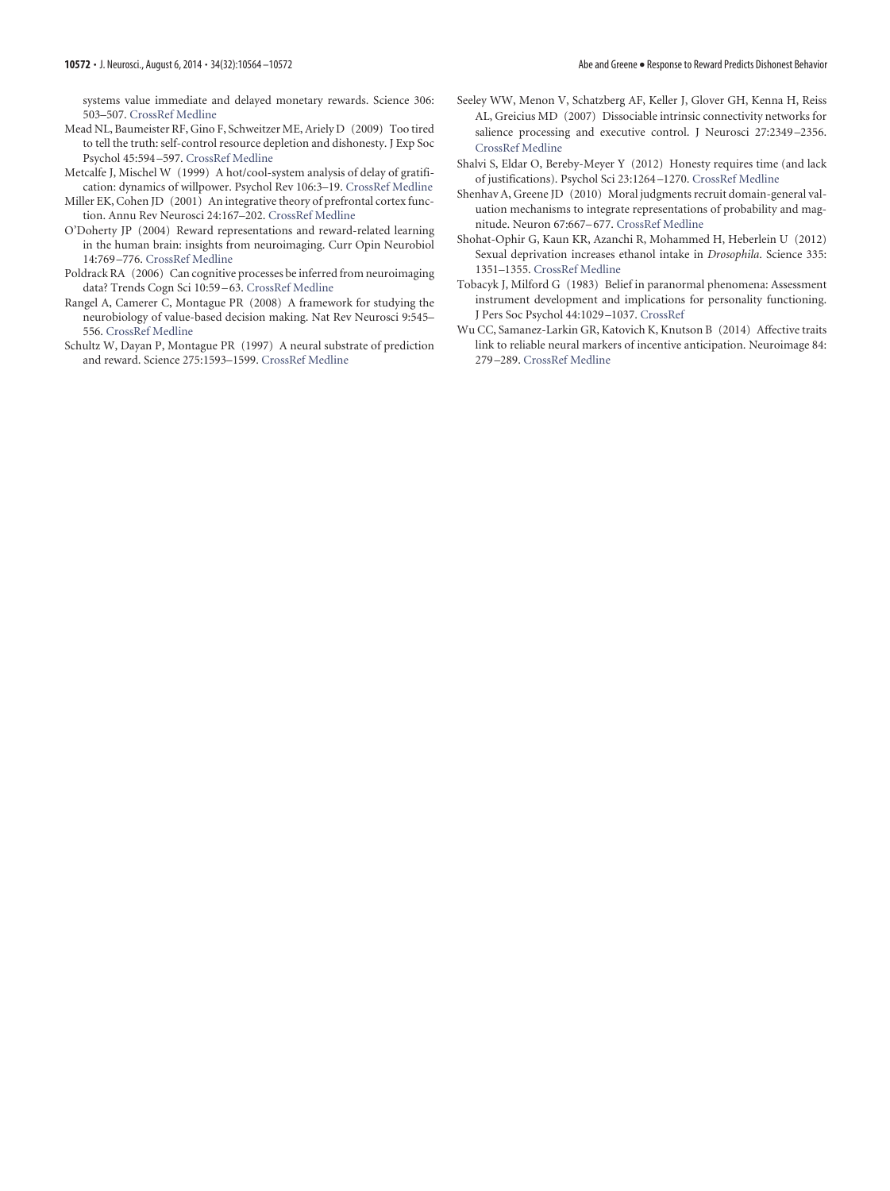systems value immediate and delayed monetary rewards. Science 306: 503–507. CrossRef Medline

Mead NL, Baumeister RF, Gino F, Schweitzer ME, Ariely D (2009) Too tired to tell the truth: self-control resource depletion and dishonesty. J Exp Soc Psychol 45:594–597. CrossRef Medline

Metcalfe J, Mischel W (1999) A hot/cool-system analysis of delay of gratification: dynamics of willpower. Psychol Rev 106:3–19. CrossRef Medline

Miller EK, Cohen JD (2001) An integrative theory of prefrontal cortex function. Annu Rev Neurosci 24:167–202. CrossRef Medline

O'Doherty JP (2004) Reward representations and reward-related learning in the human brain: insights from neuroimaging. Curr Opin Neurobiol 14:769–776. CrossRef Medline

Poldrack RA (2006) Can cognitive processes be inferred from neuroimaging data? Trends Cogn Sci 10:59–63. CrossRef Medline

Rangel A, Camerer C, Montague PR (2008) A framework for studying the neurobiology of value-based decision making. Nat Rev Neurosci 9:545–556. CrossRef Medline

Schultz W, Dayan P, Montague PR (1997) A neural substrate of prediction and reward. Science 275:1593–1599. CrossRef Medline

Seeley WW, Menon V, Schatzberg AF, Keller J, Glover GH, Kenna H, Reiss AL, Greicius MD (2007) Dissociable intrinsic connectivity networks for salience processing and executive control. J Neurosci 27:2349–2356. CrossRef Medline

Shalvi S, Eldar O, Bereby-Meyer Y (2012) Honesty requires time (and lack of justifications). Psychol Sci 23:1264–1270. CrossRef Medline

Shenhav A, Greene JD (2010) Moral judgments recruit domain-general valuation mechanisms to integrate representations of probability and magnitude. Neuron 67:667–677. CrossRef Medline

Shohat-Ophir G, Kaun KR, Azanchi R, Mohammed H, Heberlein U (2012) Sexual deprivation increases ethanol intake in *Drosophila*. Science 335: 1351–1355. CrossRef Medline

Tobacyk J, Milford G (1983) Belief in paranormal phenomena: Assessment instrument development and implications for personality functioning. J Pers Soc Psychol 44:1029–1037. CrossRef

Wu CC, Samanez-Larkin GR, Katovich K, Knutson B (2014) Affective traits link to reliable neural markers of incentive anticipation. Neuroimage 84: 279–289. CrossRef Medline